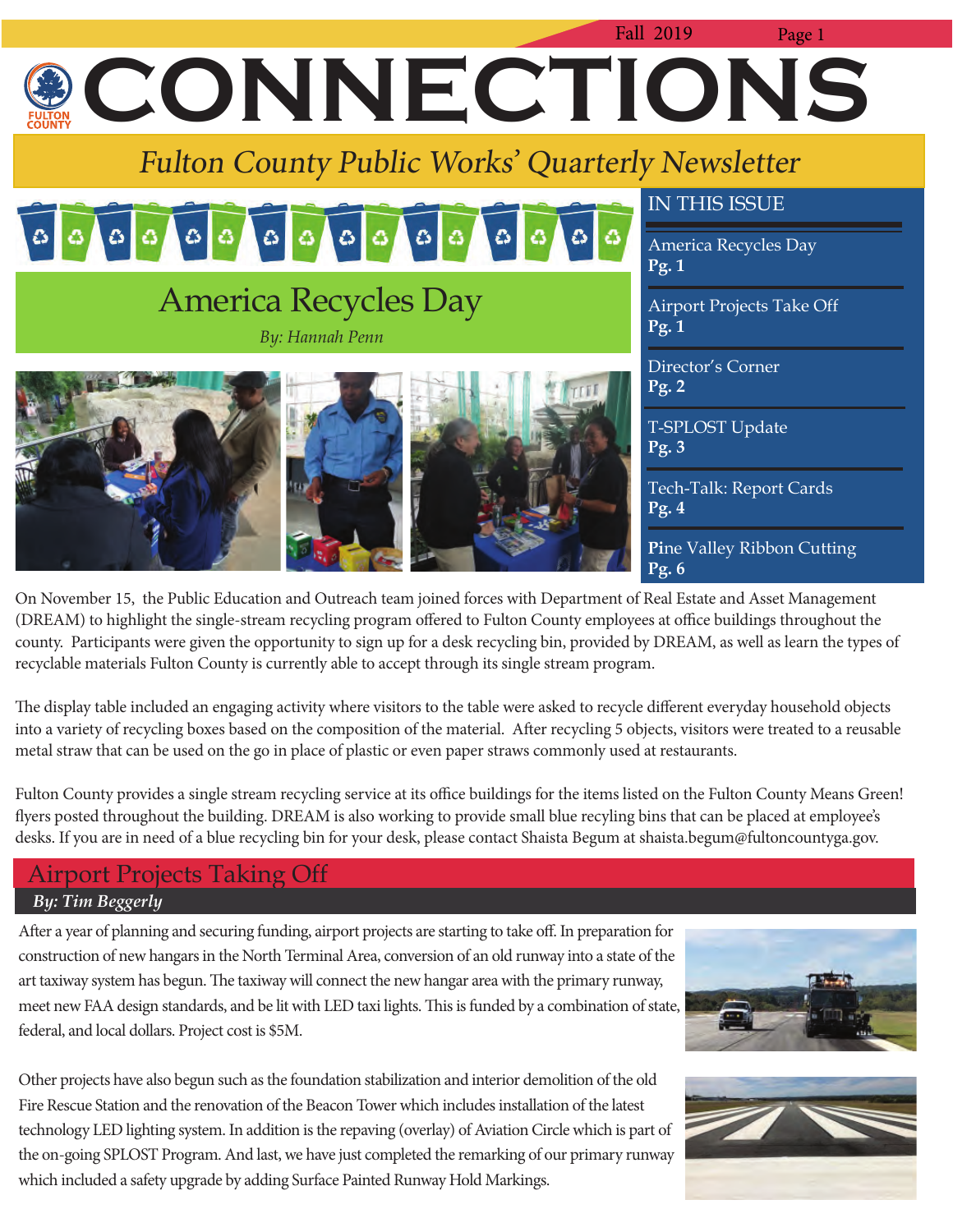# CONNECTIONS

## Fulton County Public Works' Quarterly Newsletter

Fall 2019

**IN THIS ISSUE**

- America Recycles Day **Pg. 1**
- Airport Projects Take Off **Pg. 1**
- Director's Corner **Pg. 2**
- T-SPLOST Update **Pg. 3**
- Tech-Talk: Report Cards **Pg. 4**
- Pine Valley Ribbon Cutting **Pg. 6**

## America Recycles Day

*By: Hannah Penn*

On November 15, the Public Education and Outreach team joined forces with Department of Real Estate and Asset Management (DREAM) to highlight the single-stream recycling program offered to Fulton County employees at office buildings throughout the county. Participants were given the opportunity to sign up for a desk recycling bin, provided by DREAM, as well as learn the types of recyclable materials Fulton County is currently able to accept through its single stream program.

The display table included an engaging activity where visitors to the table were asked to recycle different everyday household objects into a variety of recycling boxes based on the composition of the material. After recycling 5 objects, visitors were treated to a reusable metal straw that can be used on the go in place of plastic or even paper straws commonly used at restaurants.

Fulton County provides a single stream recycling service at its office buildings for the items listed on the Fulton County Means Green! flyers posted throughout the building. DREAM is also working to provide small blue recyling bins that can be placed at employee's desks. If you are in need of a blue recycling bin for your desk, please contact Shaista Begum at shaista.begum@fultoncountyga.gov.

## Airport Projects Taking Off

*By: Tim Beggerly*

After a year of planning and securing funding, airport projects are starting to take off. In preparation for construction of new hangars in the North Terminal Area, conversion of an old runway into a state of the art taxiway system has begun. The taxiway will connect the new hangar area with the primary runway, meet new FAA design standards, and be lit with LED taxi lights. This is funded by a combination of state, federal, and local dollars. Project cost is $5M.

Other projects have also begun such as the foundation stabilization and interior demolition of the old Fire Rescue Station and the renovation of the Beacon Tower which includes installation of the latest technology LED lighting system. In addition is the repaving (overlay) of Aviation Circle which is part of the on-going SPLOST Program. And last, we have just completed the remarking of our primary runway which included a safety upgrade by adding Surface Painted Runway Hold Markings.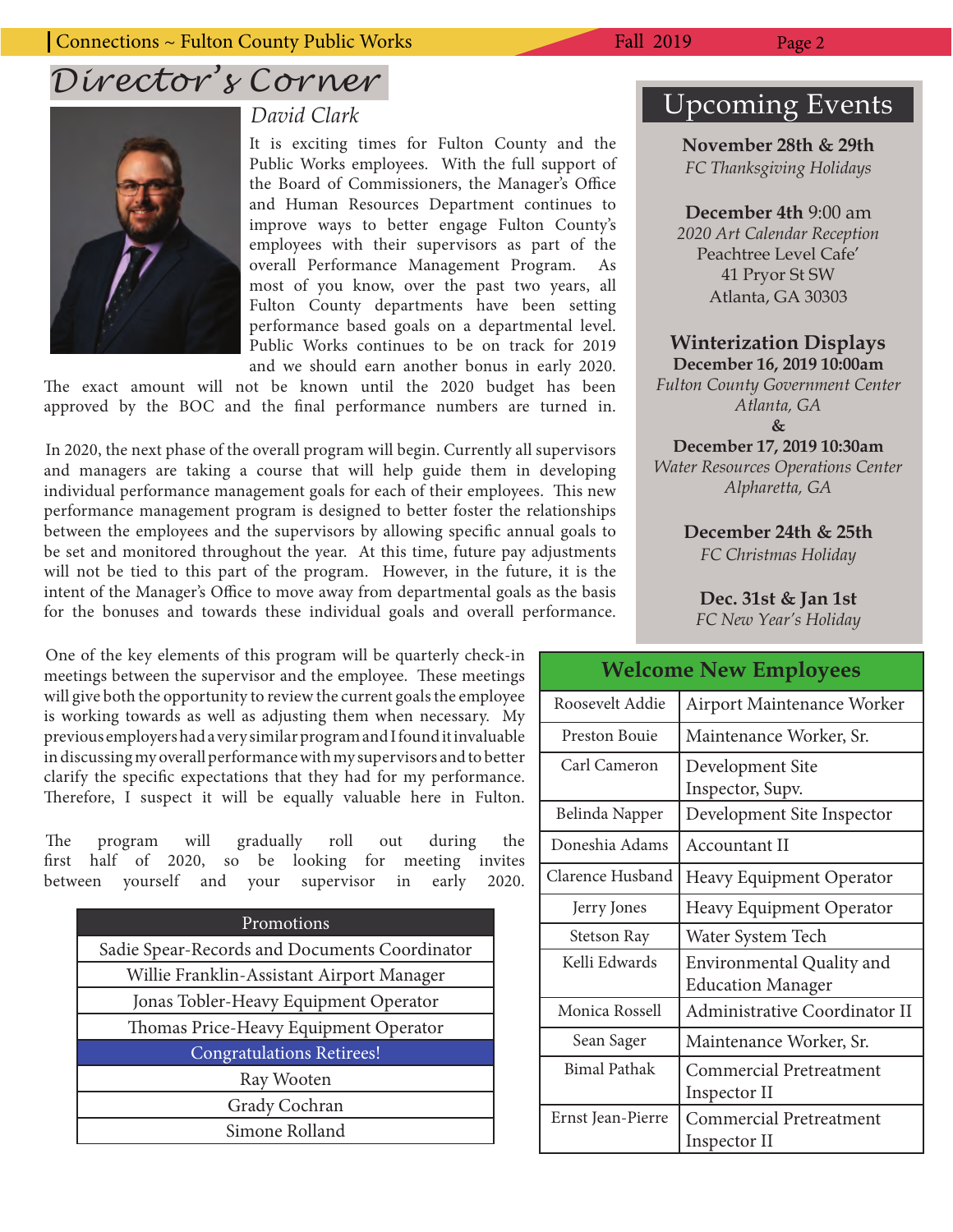# Director's Corner

*David Clark*

It is exciting times for Fulton County and the Public Works employees. With the full support of the Board of Commissioners, the Manager's Office and Human Resources Department continues to improve ways to better engage Fulton County's employees with their supervisors as part of the overall Performance Management Program. As most of you know, over the past two years, all Fulton County departments have been setting performance based goals on a departmental level. Public Works continues to be on track for 2019 and we should earn another bonus in early 2020. The exact amount will not be known until the 2020 budget has been approved by the BOC and the final performance numbers are turned in.

In 2020, the next phase of the overall program will begin. Currently all supervisors and managers are taking a course that will help guide them in developing individual performance management goals for each of their employees. This new performance management program is designed to better foster the relationships between the employees and the supervisors by allowing specific annual goals to be set and monitored throughout the year. At this time, future pay adjustments will not be tied to this part of the program. However, in the future, it is the intent of the Manager's Office to move away from departmental goals as the basis for the bonuses and towards these individual goals and overall performance.

One of the key elements of this program will be quarterly check-in meetings between the supervisor and the employee. These meetings will give both the opportunity to review the current goals the employee is working towards as well as adjusting them when necessary. My previous employers had a very similar program and I found it invaluable in discussing my overall performance with my supervisors and to better clarify the specific expectations that they had for my performance. Therefore, I suspect it will be equally valuable here in Fulton.

The program will gradually roll out during the first half of 2020, so be looking for meeting invites between yourself and your supervisor in early 2020.

| Promotions |
|---|
| Sadie Spear-Records and Documents Coordinator |
| Willie Franklin-Assistant Airport Manager |
| Jonas Tobler-Heavy Equipment Operator |
| Thomas Price-Heavy Equipment Operator |
| **Congratulations Retirees!** |
| Ray Wooten |
| Grady Cochran |
| Simone Rolland |

## Upcoming Events

**November 28th & 29th**
*FC Thanksgiving Holidays*

**December 4th** 9:00 am
*2020 Art Calendar Reception*
Peachtree Level Cafe'
41 Pryor St SW
Atlanta, GA 30303

**Winterization Displays**
**December 16, 2019 10:00am**
*Fulton County Government Center*
*Atlanta, GA*
**&**
**December 17, 2019 10:30am**
*Water Resources Operations Center*
*Alpharetta, GA*

**December 24th & 25th**
*FC Christmas Holiday*

**Dec. 31st & Jan 1st**
*FC New Year's Holiday*

## Welcome New Employees

| Name | Position |
|---|---|
| Roosevelt Addie | Airport Maintenance Worker |
| Preston Bouie | Maintenance Worker, Sr. |
| Carl Cameron | Development Site Inspector, Supv. |
| Belinda Napper | Development Site Inspector |
| Doneshia Adams | Accountant II |
| Clarence Husband | Heavy Equipment Operator |
| Jerry Jones | Heavy Equipment Operator |
| Stetson Ray | Water System Tech |
| Kelli Edwards | Environmental Quality and Education Manager |
| Monica Rossell | Administrative Coordinator II |
| Sean Sager | Maintenance Worker, Sr. |
| Bimal Pathak | Commercial Pretreatment Inspector II |
| Ernst Jean-Pierre | Commercial Pretreatment Inspector II |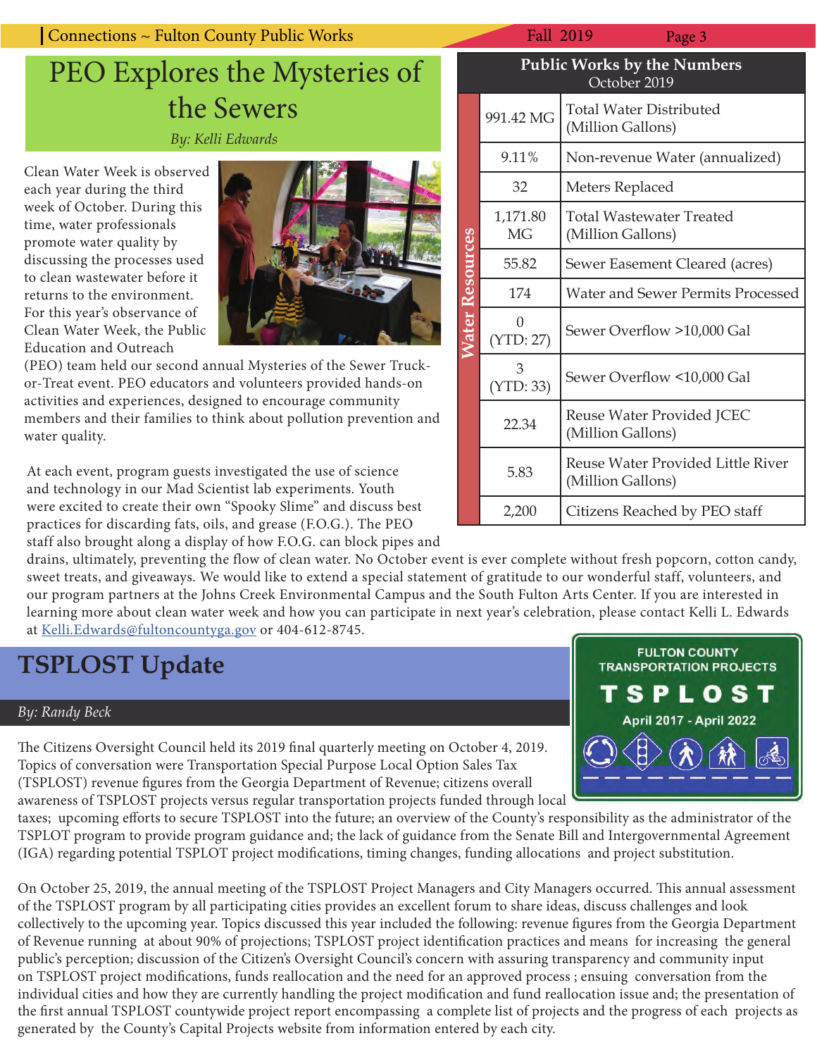# PEO Explores the Mysteries of the Sewers

*By: Kelli Edwards*

Clean Water Week is observed each year during the third week of October. During this time, water professionals promote water quality by discussing the processes used to clean wastewater before it returns to the environment. For this year's observance of Clean Water Week, the Public Education and Outreach (PEO) team held our second annual Mysteries of the Sewer Truck-or-Treat event. PEO educators and volunteers provided hands-on activities and experiences, designed to encourage community members and their families to think about pollution prevention and water quality.

At each event, program guests investigated the use of science and technology in our Mad Scientist lab experiments. Youth were excited to create their own "Spooky Slime" and discuss best practices for discarding fats, oils, and grease (F.O.G.). The PEO staff also brought along a display of how F.O.G. can block pipes and drains, ultimately, preventing the flow of clean water. No October event is ever complete without fresh popcorn, cotton candy, sweet treats, and giveaways. We would like to extend a special statement of gratitude to our wonderful staff, volunteers, and our program partners at the Johns Creek Environmental Campus and the South Fulton Arts Center. If you are interested in learning more about clean water week and how you can participate in next year's celebration, please contact Kelli L. Edwards at Kelli.Edwards@fultoncountyga.gov or 404-612-8745.

## Public Works by the Numbers

October 2019

| Water Resources | Value | Measure |
|---|---|---|
| | 991.42 MG | Total Water Distributed (Million Gallons) |
| | 9.11% | Non-revenue Water (annualized) |
| | 32 | Meters Replaced |
| | 1,171.80 MG | Total Wastewater Treated (Million Gallons) |
| | 55.82 | Sewer Easement Cleared (acres) |
| | 174 | Water and Sewer Permits Processed |
| | 0 (YTD: 27) | Sewer Overflow >10,000 Gal |
| | 3 (YTD: 33) | Sewer Overflow <10,000 Gal |
| | 22.34 | Reuse Water Provided JCEC (Million Gallons) |
| | 5.83 | Reuse Water Provided Little River (Million Gallons) |
| | 2,200 | Citizens Reached by PEO staff |

# TSPLOST Update

*By: Randy Beck*

FULTON COUNTY TRANSPORTATION PROJECTS
TSPLOST
April 2017 - April 2022

The Citizens Oversight Council held its 2019 final quarterly meeting on October 4, 2019. Topics of conversation were Transportation Special Purpose Local Option Sales Tax (TSPLOST) revenue figures from the Georgia Department of Revenue; citizens overall awareness of TSPLOST projects versus regular transportation projects funded through local taxes; upcoming efforts to secure TSPLOST into the future; an overview of the County's responsibility as the administrator of the TSPLOT program to provide program guidance and; the lack of guidance from the Senate Bill and Intergovernmental Agreement (IGA) regarding potential TSPLOT project modifications, timing changes, funding allocations and project substitution.

On October 25, 2019, the annual meeting of the TSPLOST Project Managers and City Managers occurred. This annual assessment of the TSPLOST program by all participating cities provides an excellent forum to share ideas, discuss challenges and look collectively to the upcoming year. Topics discussed this year included the following: revenue figures from the Georgia Department of Revenue running at about 90% of projections; TSPLOST project identification practices and means for increasing the general public's perception; discussion of the Citizen's Oversight Council's concern with assuring transparency and community input on TSPLOST project modifications, funds reallocation and the need for an approved process ; ensuing conversation from the individual cities and how they are currently handling the project modification and fund reallocation issue and; the presentation of the first annual TSPLOST countywide project report encompassing a complete list of projects and the progress of each projects as generated by the County's Capital Projects website from information entered by each city.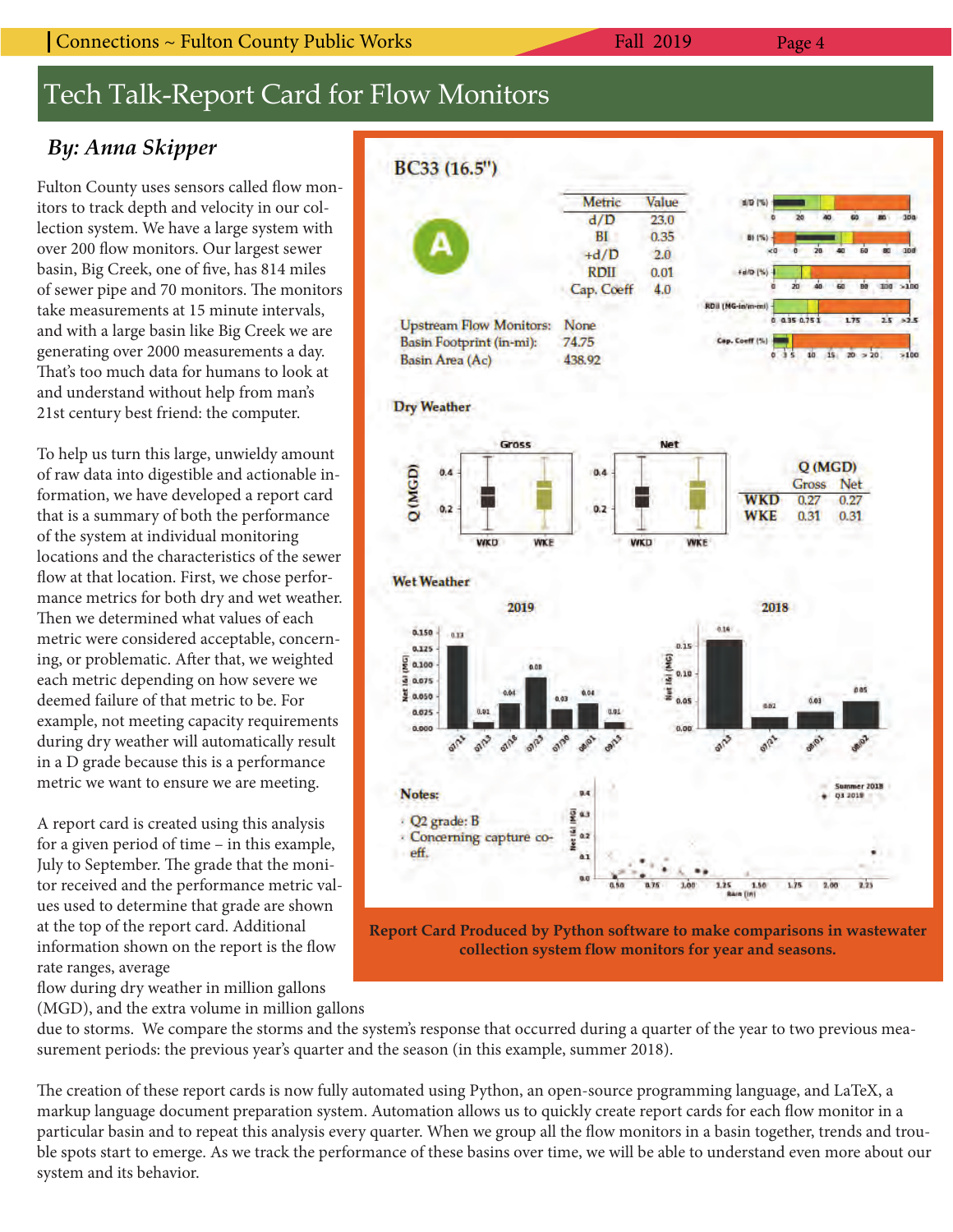# Tech Talk-Report Card for Flow Monitors

***By: Anna Skipper***

Fulton County uses sensors called flow monitors to track depth and velocity in our collection system. We have a large system with over 200 flow monitors. Our largest sewer basin, Big Creek, one of five, has 814 miles of sewer pipe and 70 monitors. The monitors take measurements at 15 minute intervals, and with a large basin like Big Creek we are generating over 2000 measurements a day. That's too much data for humans to look at and understand without help from man's 21st century best friend: the computer.

To help us turn this large, unwieldy amount of raw data into digestible and actionable information, we have developed a report card that is a summary of both the performance of the system at individual monitoring locations and the characteristics of the sewer flow at that location. First, we chose performance metrics for both dry and wet weather. Then we determined what values of each metric were considered acceptable, concerning, or problematic. After that, we weighted each metric depending on how severe we deemed failure of that metric to be. For example, not meeting capacity requirements during dry weather will automatically result in a D grade because this is a performance metric we want to ensure we are meeting.

A report card is created using this analysis for a given period of time – in this example, July to September. The grade that the monitor received and the performance metric values used to determine that grade are shown at the top of the report card. Additional information shown on the report is the flow rate ranges, average flow during dry weather in million gallons (MGD), and the extra volume in million gallons due to storms. We compare the storms and the system's response that occurred during a quarter of the year to two previous measurement periods: the previous year's quarter and the season (in this example, summer 2018).

**BC33 (16.5")**

**A**

| Metric | Value |
|---|---|
| d/D | 23.0 |
| BI | 0.35 |
| +d/D | 2.0 |
| RDII | 0.01 |
| Cap. Coeff | 4.0 |

Upstream Flow Monitors: None
Basin Footprint (in-mi): 74.75
Basin Area (Ac) 438.92

**Dry Weather**

| | Q (MGD) Gross | Net |
|---|---|---|
| WKD | 0.27 | 0.27 |
| WKE | 0.31 | 0.31 |

**Wet Weather**

Notes:
- Q2 grade: B
- Concerning capture coeff.

**Report Card Produced by Python software to make comparisons in wastewater collection system flow monitors for year and seasons.**

The creation of these report cards is now fully automated using Python, an open-source programming language, and LaTeX, a markup language document preparation system. Automation allows us to quickly create report cards for each flow monitor in a particular basin and to repeat this analysis every quarter. When we group all the flow monitors in a basin together, trends and trouble spots start to emerge. As we track the performance of these basins over time, we will be able to understand even more about our system and its behavior.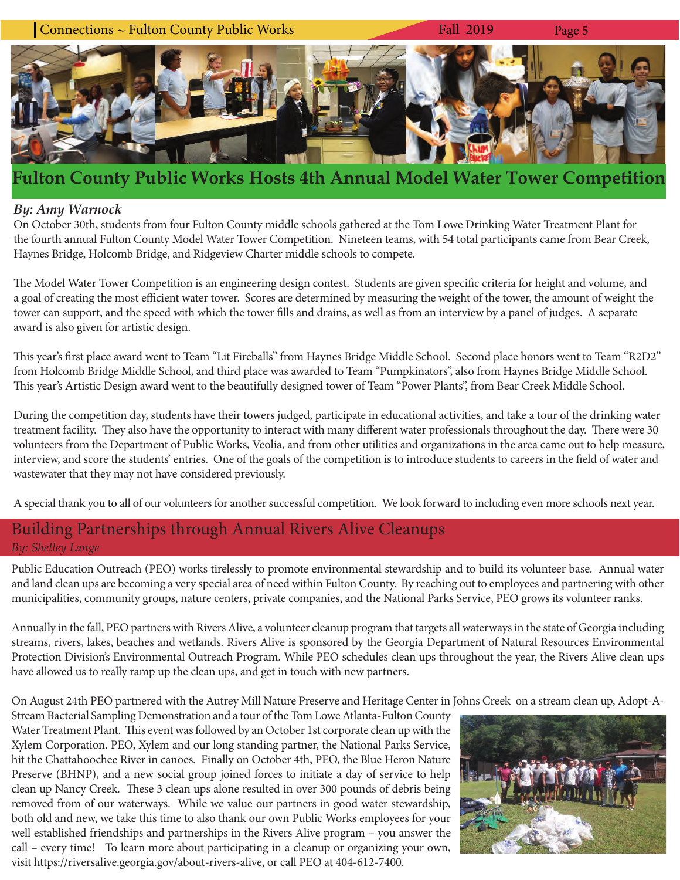# Fulton County Public Works Hosts 4th Annual Model Water Tower Competition

***By: Amy Warnock***

On October 30th, students from four Fulton County middle schools gathered at the Tom Lowe Drinking Water Treatment Plant for the fourth annual Fulton County Model Water Tower Competition. Nineteen teams, with 54 total participants came from Bear Creek, Haynes Bridge, Holcomb Bridge, and Ridgeview Charter middle schools to compete.

The Model Water Tower Competition is an engineering design contest. Students are given specific criteria for height and volume, and a goal of creating the most efficient water tower. Scores are determined by measuring the weight of the tower, the amount of weight the tower can support, and the speed with which the tower fills and drains, as well as from an interview by a panel of judges. A separate award is also given for artistic design.

This year's first place award went to Team "Lit Fireballs" from Haynes Bridge Middle School. Second place honors went to Team "R2D2" from Holcomb Bridge Middle School, and third place was awarded to Team "Pumpkinators", also from Haynes Bridge Middle School. This year's Artistic Design award went to the beautifully designed tower of Team "Power Plants", from Bear Creek Middle School.

During the competition day, students have their towers judged, participate in educational activities, and take a tour of the drinking water treatment facility. They also have the opportunity to interact with many different water professionals throughout the day. There were 30 volunteers from the Department of Public Works, Veolia, and from other utilities and organizations in the area came out to help measure, interview, and score the students' entries. One of the goals of the competition is to introduce students to careers in the field of water and wastewater that they may not have considered previously.

A special thank you to all of our volunteers for another successful competition. We look forward to including even more schools next year.

# Building Partnerships through Annual Rivers Alive Cleanups

*By: Shelley Lange*

Public Education Outreach (PEO) works tirelessly to promote environmental stewardship and to build its volunteer base. Annual water and land clean ups are becoming a very special area of need within Fulton County. By reaching out to employees and partnering with other municipalities, community groups, nature centers, private companies, and the National Parks Service, PEO grows its volunteer ranks.

Annually in the fall, PEO partners with Rivers Alive, a volunteer cleanup program that targets all waterways in the state of Georgia including streams, rivers, lakes, beaches and wetlands. Rivers Alive is sponsored by the Georgia Department of Natural Resources Environmental Protection Division's Environmental Outreach Program. While PEO schedules clean ups throughout the year, the Rivers Alive clean ups have allowed us to really ramp up the clean ups, and get in touch with new partners.

On August 24th PEO partnered with the Autrey Mill Nature Preserve and Heritage Center in Johns Creek on a stream clean up, Adopt-A-Stream Bacterial Sampling Demonstration and a tour of the Tom Lowe Atlanta-Fulton County Water Treatment Plant. This event was followed by an October 1st corporate clean up with the Xylem Corporation. PEO, Xylem and our long standing partner, the National Parks Service, hit the Chattahoochee River in canoes. Finally on October 4th, PEO, the Blue Heron Nature Preserve (BHNP), and a new social group joined forces to initiate a day of service to help clean up Nancy Creek. These 3 clean ups alone resulted in over 300 pounds of debris being removed from of our waterways. While we value our partners in good water stewardship, both old and new, we take this time to also thank our own Public Works employees for your well established friendships and partnerships in the Rivers Alive program – you answer the call – every time! To learn more about participating in a cleanup or organizing your own, visit https://riversalive.georgia.gov/about-rivers-alive, or call PEO at 404-612-7400.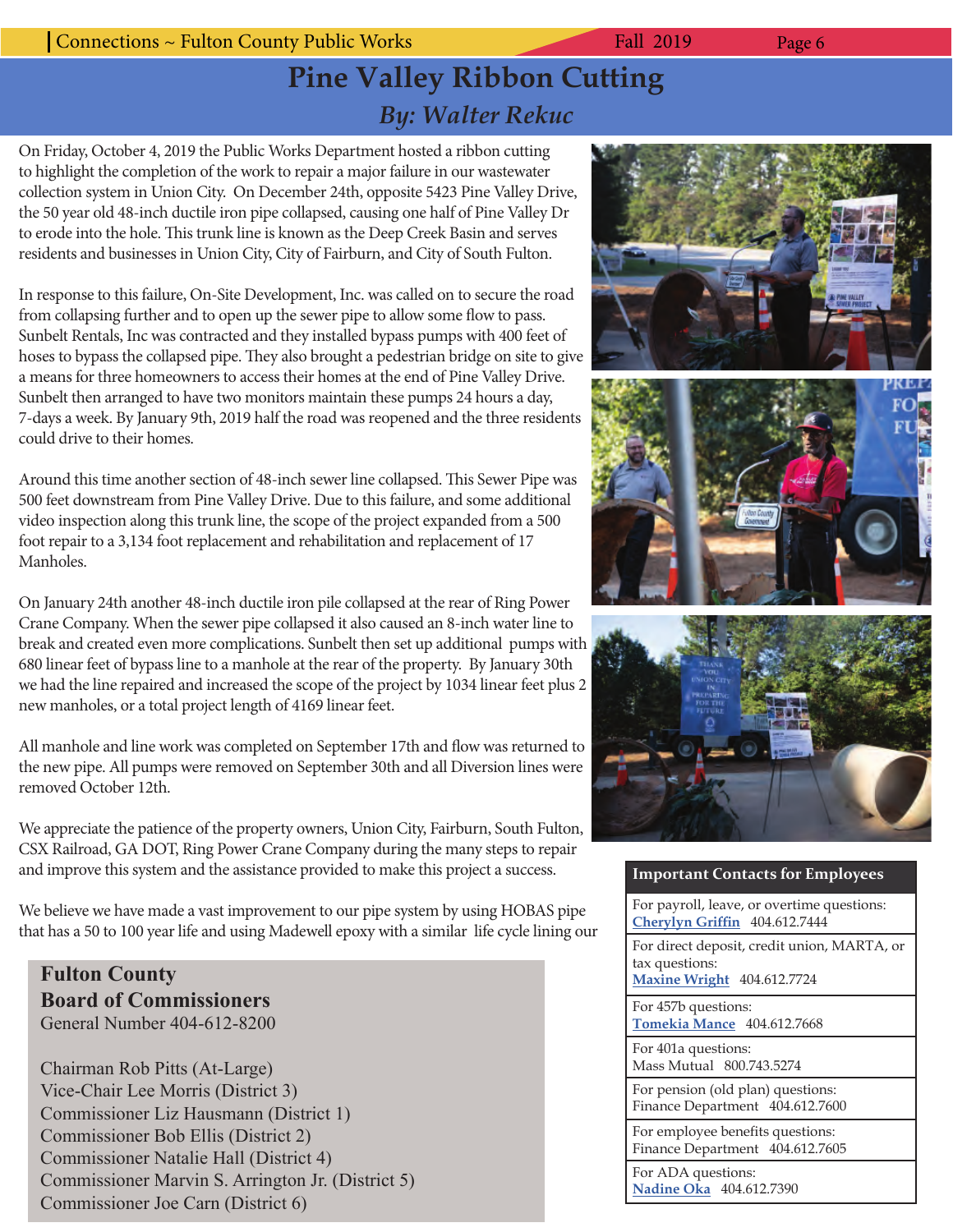# Pine Valley Ribbon Cutting

*By: Walter Rekuc*

On Friday, October 4, 2019 the Public Works Department hosted a ribbon cutting to highlight the completion of the work to repair a major failure in our wastewater collection system in Union City. On December 24th, opposite 5423 Pine Valley Drive, the 50 year old 48-inch ductile iron pipe collapsed, causing one half of Pine Valley Dr to erode into the hole. This trunk line is known as the Deep Creek Basin and serves residents and businesses in Union City, City of Fairburn, and City of South Fulton.

In response to this failure, On-Site Development, Inc. was called on to secure the road from collapsing further and to open up the sewer pipe to allow some flow to pass. Sunbelt Rentals, Inc was contracted and they installed bypass pumps with 400 feet of hoses to bypass the collapsed pipe. They also brought a pedestrian bridge on site to give a means for three homeowners to access their homes at the end of Pine Valley Drive. Sunbelt then arranged to have two monitors maintain these pumps 24 hours a day, 7-days a week. By January 9th, 2019 half the road was reopened and the three residents could drive to their homes.

Around this time another section of 48-inch sewer line collapsed. This Sewer Pipe was 500 feet downstream from Pine Valley Drive. Due to this failure, and some additional video inspection along this trunk line, the scope of the project expanded from a 500 foot repair to a 3,134 foot replacement and rehabilitation and replacement of 17 Manholes.

On January 24th another 48-inch ductile iron pile collapsed at the rear of Ring Power Crane Company. When the sewer pipe collapsed it also caused an 8-inch water line to break and created even more complications. Sunbelt then set up additional pumps with 680 linear feet of bypass line to a manhole at the rear of the property. By January 30th we had the line repaired and increased the scope of the project by 1034 linear feet plus 2 new manholes, or a total project length of 4169 linear feet.

All manhole and line work was completed on September 17th and flow was returned to the new pipe. All pumps were removed on September 30th and all Diversion lines were removed October 12th.

We appreciate the patience of the property owners, Union City, Fairburn, South Fulton, CSX Railroad, GA DOT, Ring Power Crane Company during the many steps to repair and improve this system and the assistance provided to make this project a success.

We believe we have made a vast improvement to our pipe system by using HOBAS pipe that has a 50 to 100 year life and using Madewell epoxy with a similar life cycle lining our

**Fulton County**
**Board of Commissioners**
General Number 404-612-8200

Chairman Rob Pitts (At-Large)
Vice-Chair Lee Morris (District 3)
Commissioner Liz Hausmann (District 1)
Commissioner Bob Ellis (District 2)
Commissioner Natalie Hall (District 4)
Commissioner Marvin S. Arrington Jr. (District 5)
Commissioner Joe Carn (District 6)

| Important Contacts for Employees |
|---|
| For payroll, leave, or overtime questions: Cherylyn Griffin 404.612.7444 |
| For direct deposit, credit union, MARTA, or tax questions: Maxine Wright 404.612.7724 |
| For 457b questions: Tomekia Mance 404.612.7668 |
| For 401a questions: Mass Mutual 800.743.5274 |
| For pension (old plan) questions: Finance Department 404.612.7600 |
| For employee benefits questions: Finance Department 404.612.7605 |
| For ADA questions: Nadine Oka 404.612.7390 |